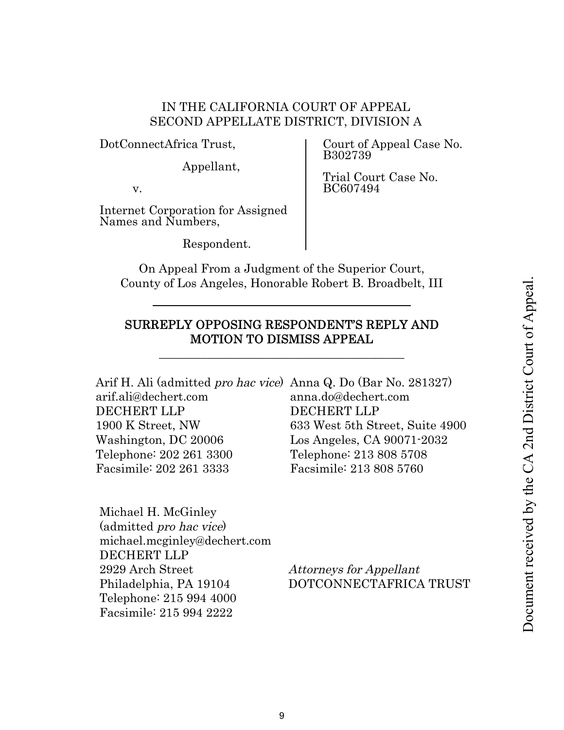IN THE CALIFORNIA COURT OF APPEAL
SECOND APPELLATE DISTRICT, DIVISION A

| | |
|---|---|
| DotConnectAfrica Trust,<br><br>Appellant,<br><br>v.<br><br>Internet Corporation for Assigned Names and Numbers,<br><br>Respondent. | Court of Appeal Case No. B302739<br><br>Trial Court Case No. BC607494 |

On Appeal From a Judgment of the Superior Court, County of Los Angeles, Honorable Robert B. Broadbelt, III

---

## SURREPLY OPPOSING RESPONDENT'S REPLY AND MOTION TO DISMISS APPEAL

---

Arif H. Ali (admitted *pro hac vice*)
arif.ali@dechert.com
DECHERT LLP
1900 K Street, NW
Washington, DC 20006
Telephone: 202 261 3300
Facsimile: 202 261 3333

Anna Q. Do (Bar No. 281327)
anna.do@dechert.com
DECHERT LLP
633 West 5th Street, Suite 4900
Los Angeles, CA 90071-2032
Telephone: 213 808 5708
Facsimile: 213 808 5760

Michael H. McGinley
(admitted *pro hac vice*)
michael.mcginley@dechert.com
DECHERT LLP
2929 Arch Street
Philadelphia, PA 19104
Telephone: 215 994 4000
Facsimile: 215 994 2222

*Attorneys for Appellant*
DOTCONNECTAFRICA TRUST

Document received by the CA 2nd District Court of Appeal.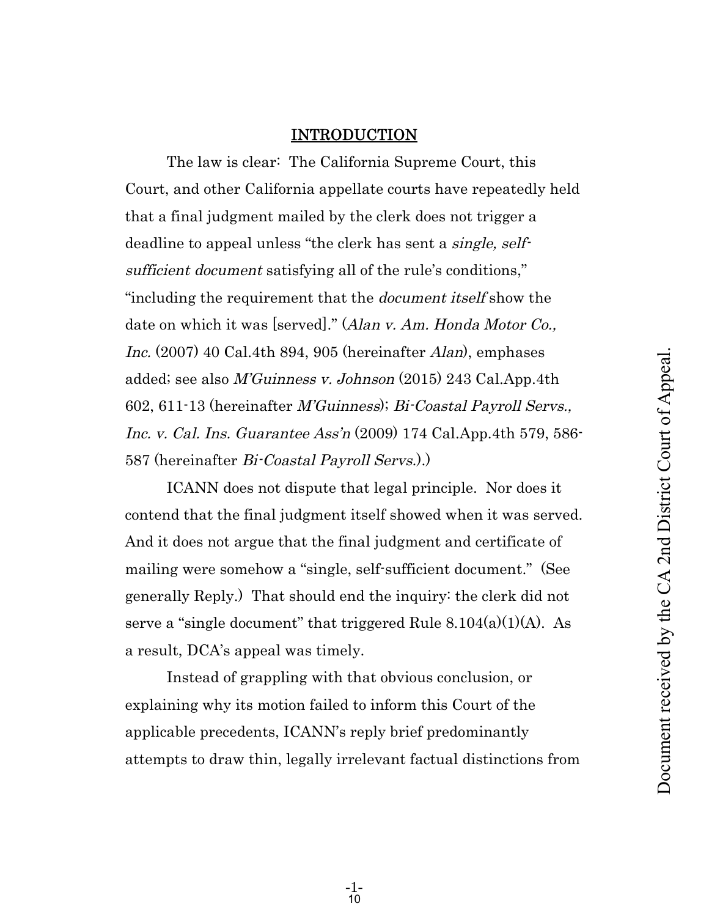## INTRODUCTION

The law is clear: The California Supreme Court, this Court, and other California appellate courts have repeatedly held that a final judgment mailed by the clerk does not trigger a deadline to appeal unless "the clerk has sent a *single, self-sufficient document* satisfying all of the rule's conditions," "including the requirement that the *document itself* show the date on which it was [served]." (*Alan v. Am. Honda Motor Co., Inc.* (2007) 40 Cal.4th 894, 905 (hereinafter *Alan*), emphases added; see also *M'Guinness v. Johnson* (2015) 243 Cal.App.4th 602, 611-13 (hereinafter *M'Guinness*); *Bi-Coastal Payroll Servs., Inc. v. Cal. Ins. Guarantee Ass'n* (2009) 174 Cal.App.4th 579, 586-587 (hereinafter *Bi-Coastal Payroll Servs.*).)

ICANN does not dispute that legal principle. Nor does it contend that the final judgment itself showed when it was served. And it does not argue that the final judgment and certificate of mailing were somehow a "single, self-sufficient document." (See generally Reply.) That should end the inquiry: the clerk did not serve a "single document" that triggered Rule 8.104(a)(1)(A). As a result, DCA's appeal was timely.

Instead of grappling with that obvious conclusion, or explaining why its motion failed to inform this Court of the applicable precedents, ICANN's reply brief predominantly attempts to draw thin, legally irrelevant factual distinctions from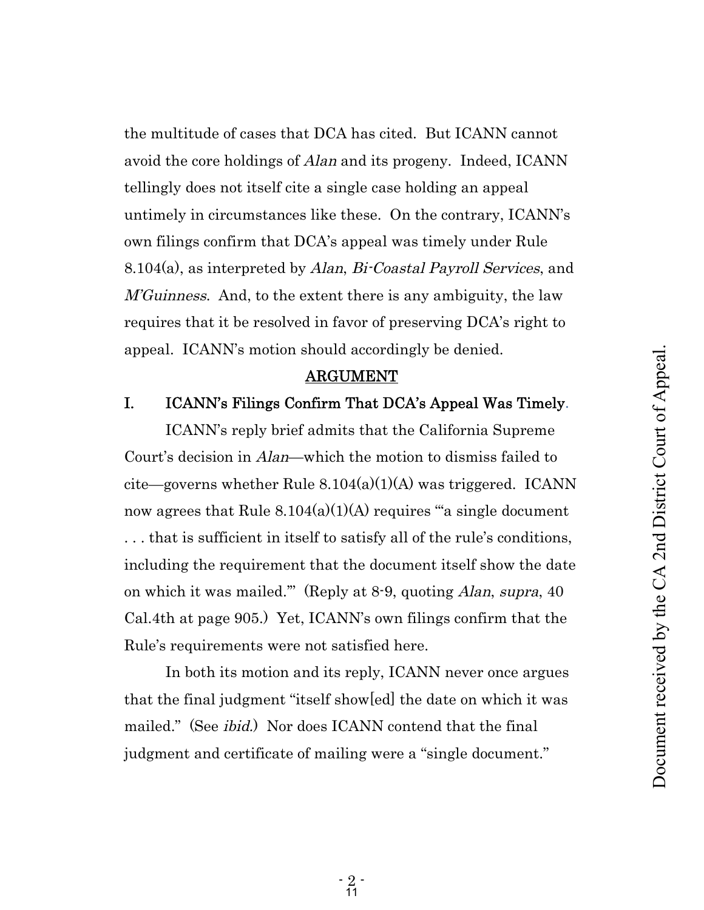the multitude of cases that DCA has cited. But ICANN cannot avoid the core holdings of *Alan* and its progeny. Indeed, ICANN tellingly does not itself cite a single case holding an appeal untimely in circumstances like these. On the contrary, ICANN's own filings confirm that DCA's appeal was timely under Rule 8.104(a), as interpreted by *Alan*, *Bi-Coastal Payroll Services*, and *M'Guinness*. And, to the extent there is any ambiguity, the law requires that it be resolved in favor of preserving DCA's right to appeal. ICANN's motion should accordingly be denied.

## ARGUMENT

### I. ICANN's Filings Confirm That DCA's Appeal Was Timely.

ICANN's reply brief admits that the California Supreme Court's decision in *Alan*—which the motion to dismiss failed to cite—governs whether Rule 8.104(a)(1)(A) was triggered. ICANN now agrees that Rule 8.104(a)(1)(A) requires "'a single document . . . that is sufficient in itself to satisfy all of the rule's conditions, including the requirement that the document itself show the date on which it was mailed.'" (Reply at 8-9, quoting *Alan*, *supra*, 40 Cal.4th at page 905.) Yet, ICANN's own filings confirm that the Rule's requirements were not satisfied here.

In both its motion and its reply, ICANN never once argues that the final judgment "itself show[ed] the date on which it was mailed." (See *ibid.*) Nor does ICANN contend that the final judgment and certificate of mailing were a "single document."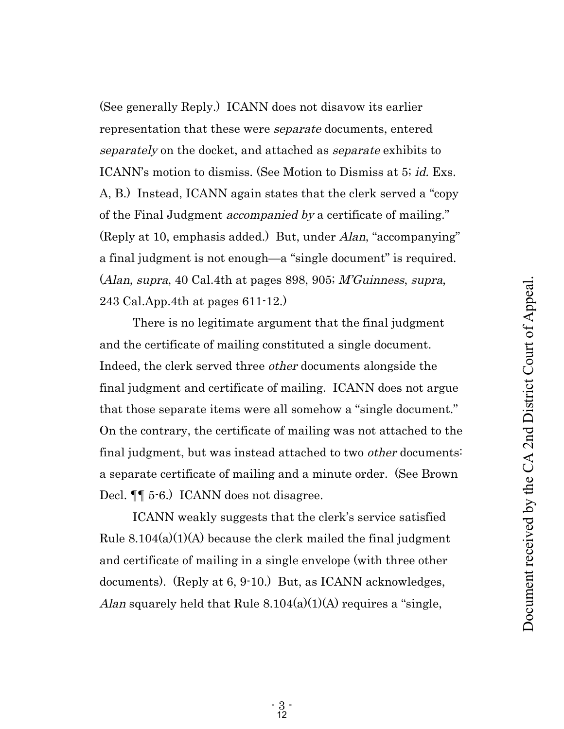(See generally Reply.) ICANN does not disavow its earlier representation that these were *separate* documents, entered *separately* on the docket, and attached as *separate* exhibits to ICANN's motion to dismiss. (See Motion to Dismiss at 5; *id.* Exs. A, B.) Instead, ICANN again states that the clerk served a "copy of the Final Judgment *accompanied by* a certificate of mailing." (Reply at 10, emphasis added.) But, under *Alan*, "accompanying" a final judgment is not enough—a "single document" is required. (*Alan*, *supra*, 40 Cal.4th at pages 898, 905; *M'Guinness*, *supra*, 243 Cal.App.4th at pages 611-12.)

There is no legitimate argument that the final judgment and the certificate of mailing constituted a single document. Indeed, the clerk served three *other* documents alongside the final judgment and certificate of mailing. ICANN does not argue that those separate items were all somehow a "single document." On the contrary, the certificate of mailing was not attached to the final judgment, but was instead attached to two *other* documents: a separate certificate of mailing and a minute order. (See Brown Decl. ¶¶ 5-6.) ICANN does not disagree.

ICANN weakly suggests that the clerk's service satisfied Rule 8.104(a)(1)(A) because the clerk mailed the final judgment and certificate of mailing in a single envelope (with three other documents). (Reply at 6, 9-10.) But, as ICANN acknowledges, *Alan* squarely held that Rule 8.104(a)(1)(A) requires a "single,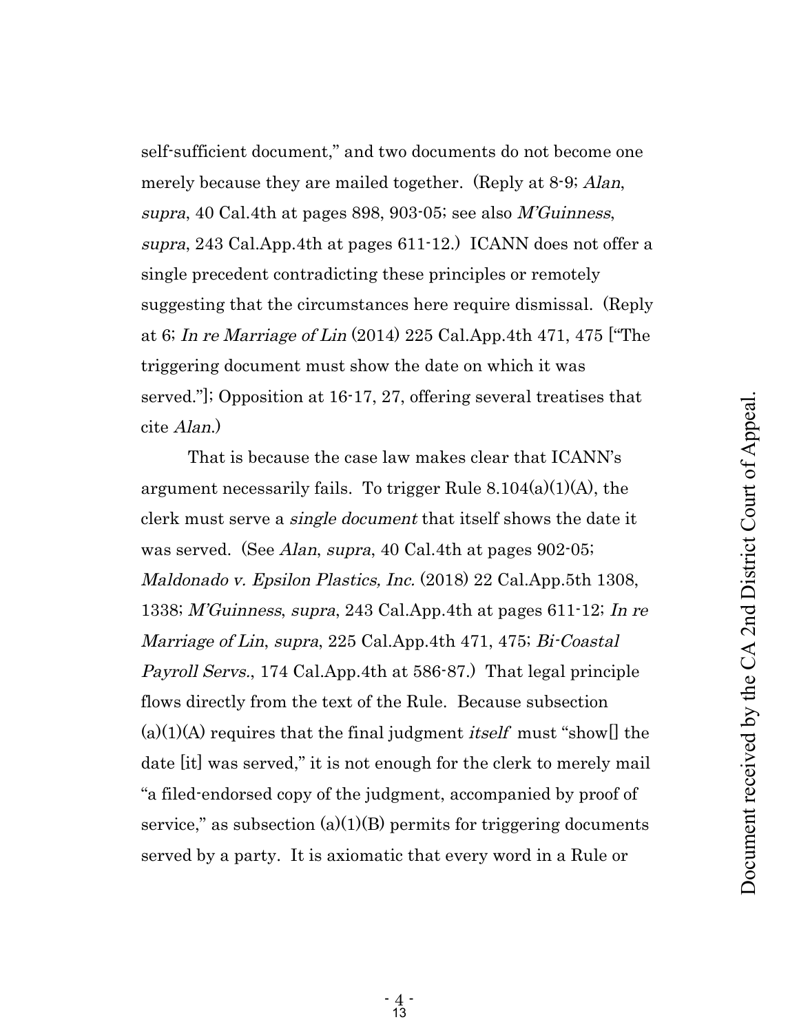self-sufficient document," and two documents do not become one merely because they are mailed together. (Reply at 8-9; *Alan*, *supra*, 40 Cal.4th at pages 898, 903-05; see also *M'Guinness*, *supra*, 243 Cal.App.4th at pages 611-12.) ICANN does not offer a single precedent contradicting these principles or remotely suggesting that the circumstances here require dismissal. (Reply at 6; *In re Marriage of Lin* (2014) 225 Cal.App.4th 471, 475 ["The triggering document must show the date on which it was served."]; Opposition at 16-17, 27, offering several treatises that cite *Alan*.)

That is because the case law makes clear that ICANN's argument necessarily fails. To trigger Rule 8.104(a)(1)(A), the clerk must serve a *single document* that itself shows the date it was served. (See *Alan*, *supra*, 40 Cal.4th at pages 902-05; *Maldonado v. Epsilon Plastics, Inc.* (2018) 22 Cal.App.5th 1308, 1338; *M'Guinness*, *supra*, 243 Cal.App.4th at pages 611-12; *In re Marriage of Lin*, *supra*, 225 Cal.App.4th 471, 475; *Bi-Coastal Payroll Servs.*, 174 Cal.App.4th at 586-87.) That legal principle flows directly from the text of the Rule. Because subsection (a)(1)(A) requires that the final judgment *itself* must "show[] the date [it] was served," it is not enough for the clerk to merely mail "a filed-endorsed copy of the judgment, accompanied by proof of service," as subsection (a)(1)(B) permits for triggering documents served by a party. It is axiomatic that every word in a Rule or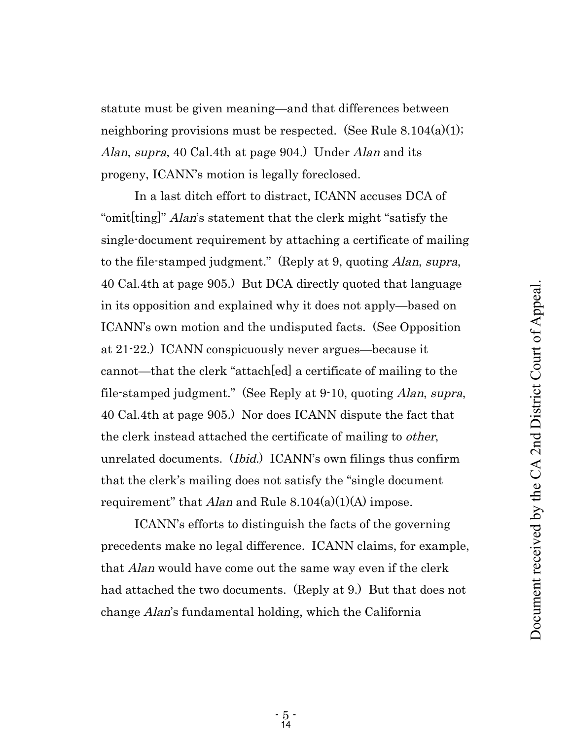statute must be given meaning—and that differences between neighboring provisions must be respected. (See Rule 8.104(a)(1); *Alan*, *supra*, 40 Cal.4th at page 904.) Under *Alan* and its progeny, ICANN's motion is legally foreclosed.

In a last ditch effort to distract, ICANN accuses DCA of "omit[ting]" *Alan*'s statement that the clerk might "satisfy the single-document requirement by attaching a certificate of mailing to the file-stamped judgment." (Reply at 9, quoting *Alan*, *supra*, 40 Cal.4th at page 905.) But DCA directly quoted that language in its opposition and explained why it does not apply—based on ICANN's own motion and the undisputed facts. (See Opposition at 21-22.) ICANN conspicuously never argues—because it cannot—that the clerk "attach[ed] a certificate of mailing to the file-stamped judgment." (See Reply at 9-10, quoting *Alan*, *supra*, 40 Cal.4th at page 905.) Nor does ICANN dispute the fact that the clerk instead attached the certificate of mailing to *other*, unrelated documents. (*Ibid.*) ICANN's own filings thus confirm that the clerk's mailing does not satisfy the "single document requirement" that *Alan* and Rule 8.104(a)(1)(A) impose.

ICANN's efforts to distinguish the facts of the governing precedents make no legal difference. ICANN claims, for example, that *Alan* would have come out the same way even if the clerk had attached the two documents. (Reply at 9.) But that does not change *Alan*'s fundamental holding, which the California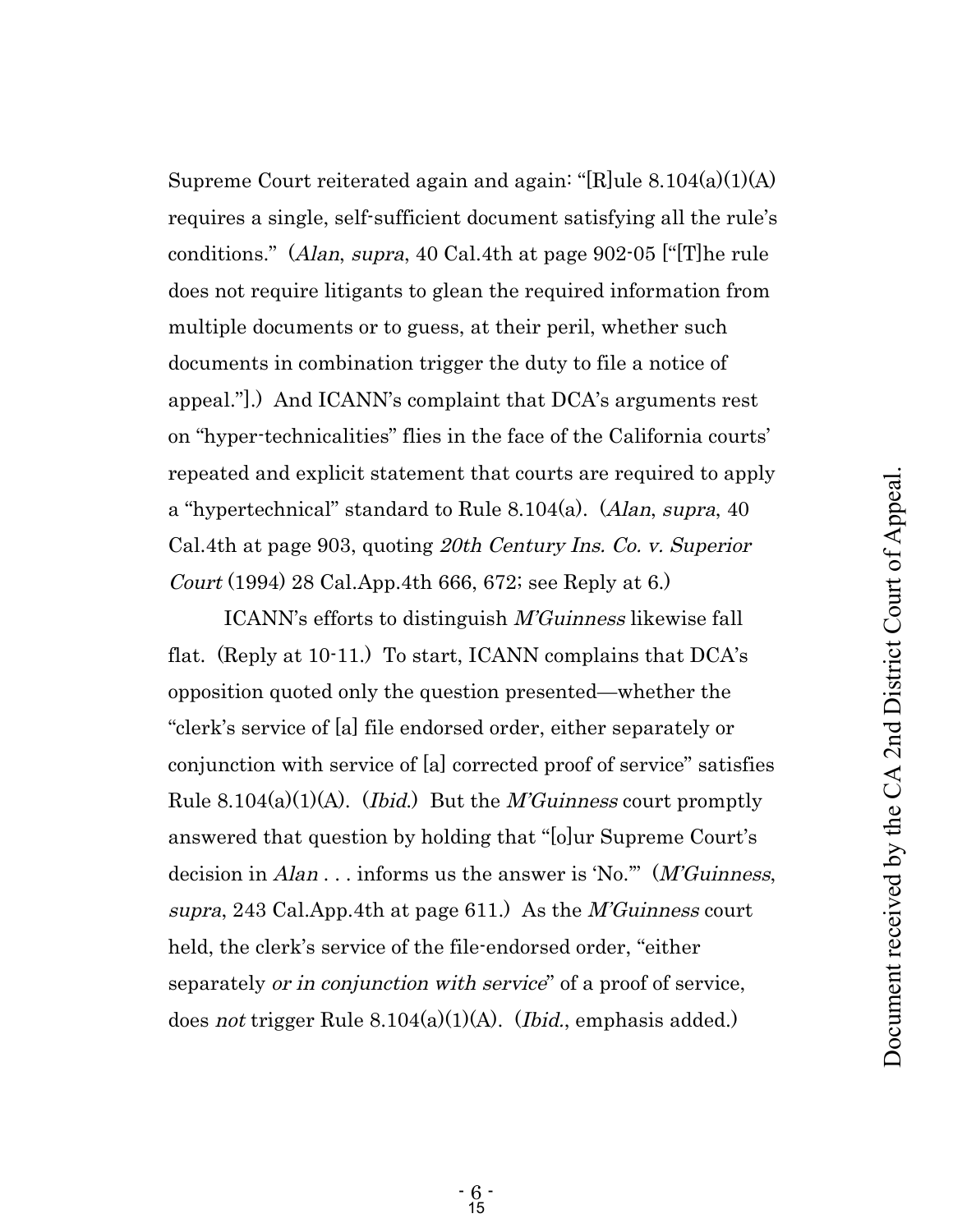Supreme Court reiterated again and again: "[R]ule 8.104(a)(1)(A) requires a single, self-sufficient document satisfying all the rule's conditions." (*Alan*, *supra*, 40 Cal.4th at page 902-05 ["[T]he rule does not require litigants to glean the required information from multiple documents or to guess, at their peril, whether such documents in combination trigger the duty to file a notice of appeal."].) And ICANN's complaint that DCA's arguments rest on "hyper-technicalities" flies in the face of the California courts' repeated and explicit statement that courts are required to apply a "hypertechnical" standard to Rule 8.104(a). (*Alan*, *supra*, 40 Cal.4th at page 903, quoting *20th Century Ins. Co. v. Superior Court* (1994) 28 Cal.App.4th 666, 672; see Reply at 6.)

ICANN's efforts to distinguish *M'Guinness* likewise fall flat. (Reply at 10-11.) To start, ICANN complains that DCA's opposition quoted only the question presented—whether the "clerk's service of [a] file endorsed order, either separately or conjunction with service of [a] corrected proof of service" satisfies Rule 8.104(a)(1)(A). (*Ibid.*) But the *M'Guinness* court promptly answered that question by holding that "[o]ur Supreme Court's decision in *Alan* . . . informs us the answer is 'No.'" (*M'Guinness*, *supra*, 243 Cal.App.4th at page 611.) As the *M'Guinness* court held, the clerk's service of the file-endorsed order, "either separately *or in conjunction with service*" of a proof of service, does *not* trigger Rule 8.104(a)(1)(A). (*Ibid.*, emphasis added.)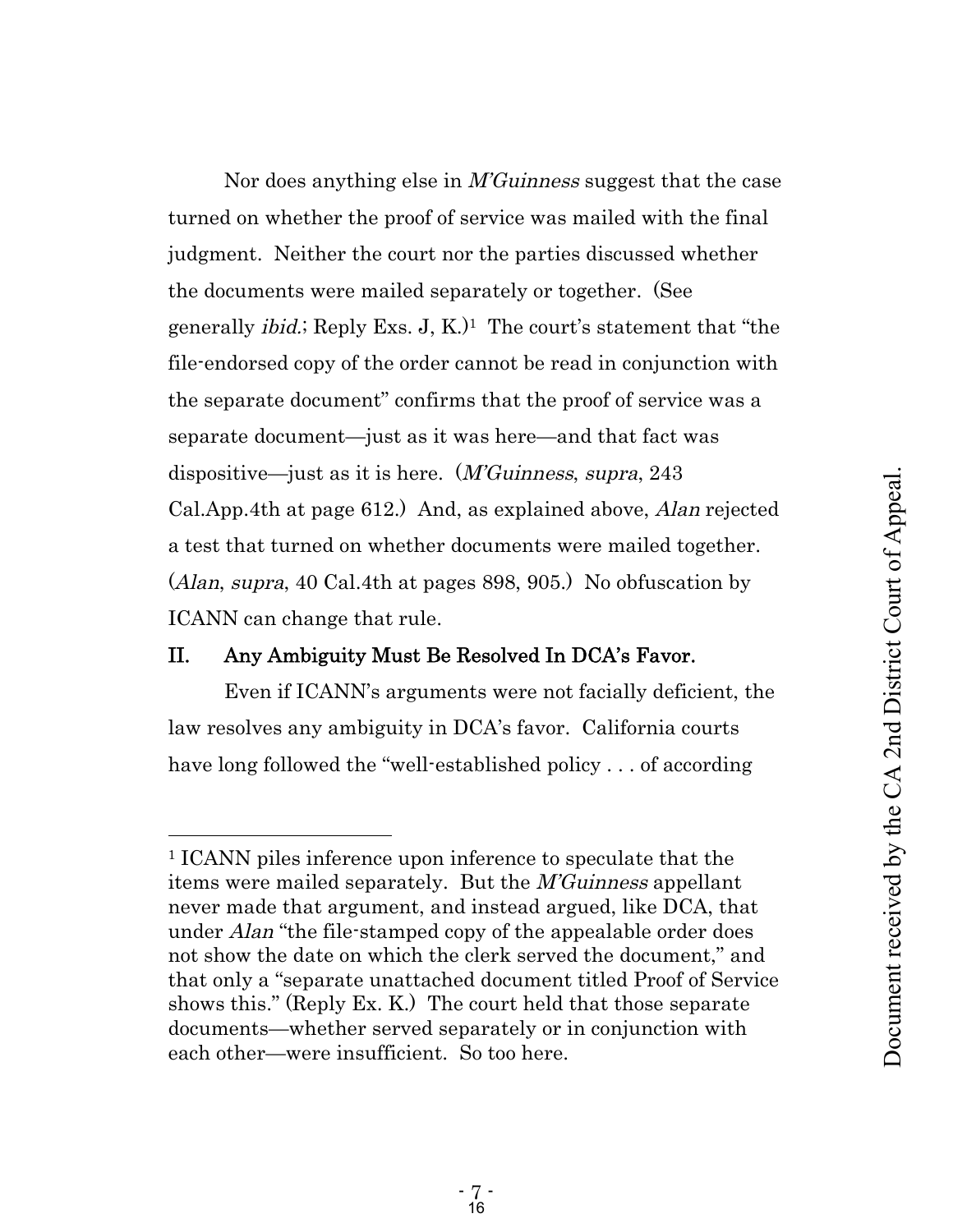Nor does anything else in *M'Guinness* suggest that the case turned on whether the proof of service was mailed with the final judgment. Neither the court nor the parties discussed whether the documents were mailed separately or together. (See generally *ibid.*; Reply Exs. J, K.)[1] The court's statement that "the file-endorsed copy of the order cannot be read in conjunction with the separate document" confirms that the proof of service was a separate document—just as it was here—and that fact was dispositive—just as it is here. (*M'Guinness*, *supra*, 243 Cal.App.4th at page 612.) And, as explained above, *Alan* rejected a test that turned on whether documents were mailed together. (*Alan*, *supra*, 40 Cal.4th at pages 898, 905.) No obfuscation by ICANN can change that rule.

## II. Any Ambiguity Must Be Resolved In DCA's Favor.

Even if ICANN's arguments were not facially deficient, the law resolves any ambiguity in DCA's favor. California courts have long followed the "well-established policy . . . of according

[1] ICANN piles inference upon inference to speculate that the items were mailed separately. But the *M'Guinness* appellant never made that argument, and instead argued, like DCA, that under *Alan* "the file-stamped copy of the appealable order does not show the date on which the clerk served the document," and that only a "separate unattached document titled Proof of Service shows this." (Reply Ex. K.) The court held that those separate documents—whether served separately or in conjunction with each other—were insufficient. So too here.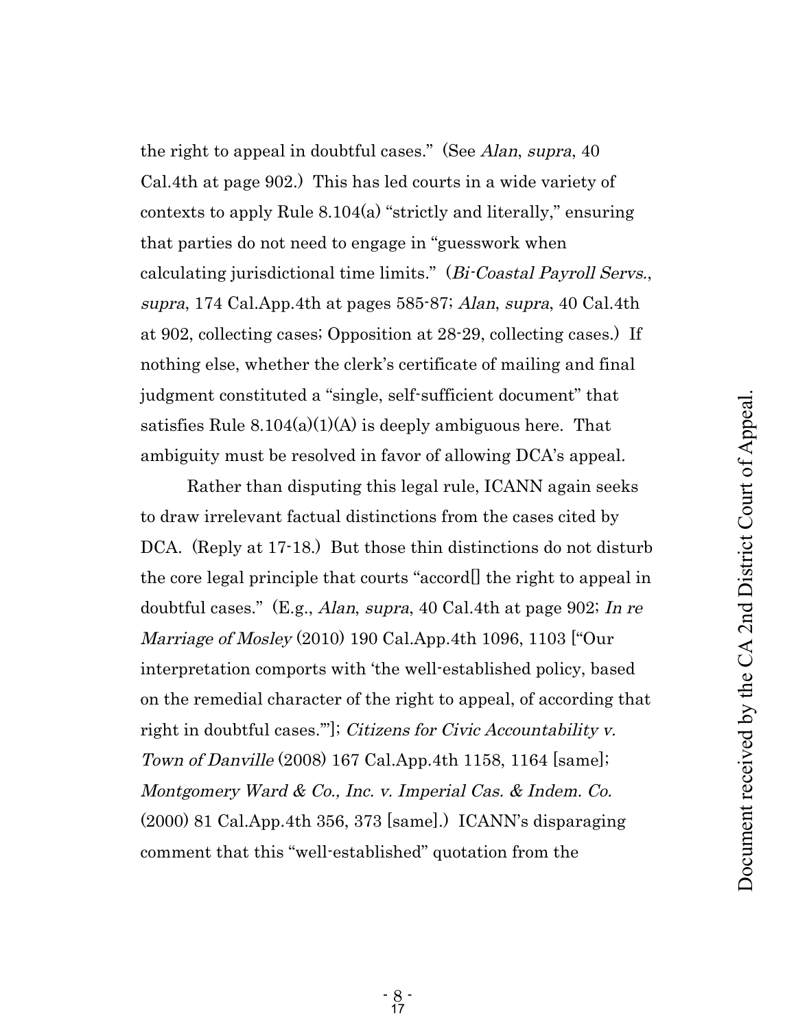the right to appeal in doubtful cases." (See *Alan*, *supra*, 40 Cal.4th at page 902.) This has led courts in a wide variety of contexts to apply Rule 8.104(a) "strictly and literally," ensuring that parties do not need to engage in "guesswork when calculating jurisdictional time limits." (*Bi-Coastal Payroll Servs.*, *supra*, 174 Cal.App.4th at pages 585-87; *Alan*, *supra*, 40 Cal.4th at 902, collecting cases; Opposition at 28-29, collecting cases.) If nothing else, whether the clerk's certificate of mailing and final judgment constituted a "single, self-sufficient document" that satisfies Rule 8.104(a)(1)(A) is deeply ambiguous here. That ambiguity must be resolved in favor of allowing DCA's appeal.

Rather than disputing this legal rule, ICANN again seeks to draw irrelevant factual distinctions from the cases cited by DCA. (Reply at 17-18.) But those thin distinctions do not disturb the core legal principle that courts "accord[] the right to appeal in doubtful cases." (E.g., *Alan*, *supra*, 40 Cal.4th at page 902; *In re Marriage of Mosley* (2010) 190 Cal.App.4th 1096, 1103 ["Our interpretation comports with 'the well-established policy, based on the remedial character of the right to appeal, of according that right in doubtful cases.'"]; *Citizens for Civic Accountability v. Town of Danville* (2008) 167 Cal.App.4th 1158, 1164 [same]; *Montgomery Ward & Co., Inc. v. Imperial Cas. & Indem. Co.* (2000) 81 Cal.App.4th 356, 373 [same].) ICANN's disparaging comment that this "well-established" quotation from the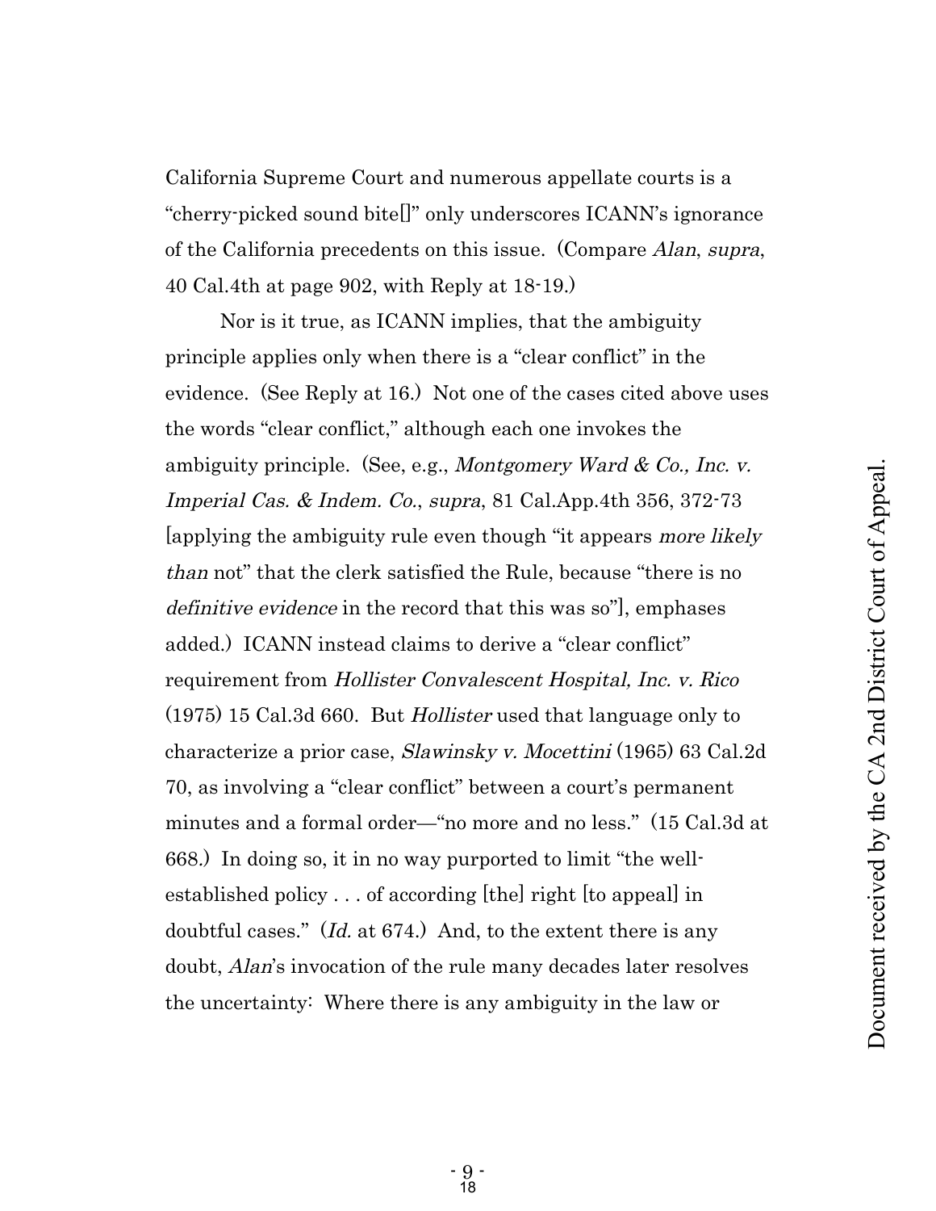California Supreme Court and numerous appellate courts is a "cherry-picked sound bite[]" only underscores ICANN's ignorance of the California precedents on this issue. (Compare *Alan*, *supra*, 40 Cal.4th at page 902, with Reply at 18-19.)

Nor is it true, as ICANN implies, that the ambiguity principle applies only when there is a "clear conflict" in the evidence. (See Reply at 16.) Not one of the cases cited above uses the words "clear conflict," although each one invokes the ambiguity principle. (See, e.g., *Montgomery Ward & Co., Inc. v. Imperial Cas. & Indem. Co.*, *supra*, 81 Cal.App.4th 356, 372-73 [applying the ambiguity rule even though "it appears *more likely than* not" that the clerk satisfied the Rule, because "there is no *definitive evidence* in the record that this was so"], emphases added.) ICANN instead claims to derive a "clear conflict" requirement from *Hollister Convalescent Hospital, Inc. v. Rico* (1975) 15 Cal.3d 660. But *Hollister* used that language only to characterize a prior case, *Slawinsky v. Mocettini* (1965) 63 Cal.2d 70, as involving a "clear conflict" between a court's permanent minutes and a formal order—"no more and no less." (15 Cal.3d at 668.) In doing so, it in no way purported to limit "the well-established policy . . . of according [the] right [to appeal] in doubtful cases." (*Id.* at 674.) And, to the extent there is any doubt, *Alan*'s invocation of the rule many decades later resolves the uncertainty: Where there is any ambiguity in the law or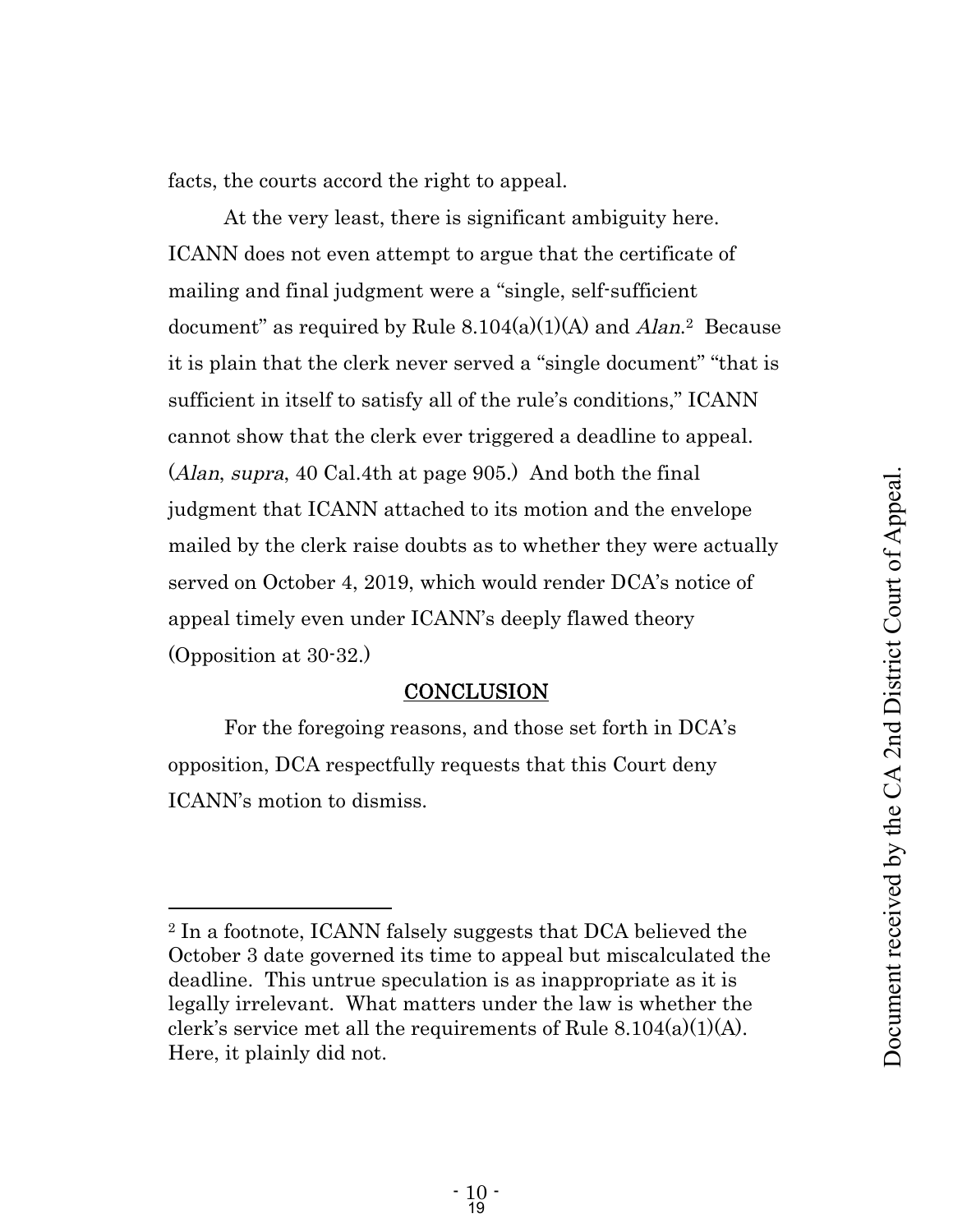facts, the courts accord the right to appeal.

At the very least, there is significant ambiguity here. ICANN does not even attempt to argue that the certificate of mailing and final judgment were a "single, self-sufficient document" as required by Rule 8.104(a)(1)(A) and *Alan*.[2] Because it is plain that the clerk never served a "single document" "that is sufficient in itself to satisfy all of the rule's conditions," ICANN cannot show that the clerk ever triggered a deadline to appeal. (*Alan*, *supra*, 40 Cal.4th at page 905.) And both the final judgment that ICANN attached to its motion and the envelope mailed by the clerk raise doubts as to whether they were actually served on October 4, 2019, which would render DCA's notice of appeal timely even under ICANN's deeply flawed theory (Opposition at 30-32.)

## CONCLUSION

For the foregoing reasons, and those set forth in DCA's opposition, DCA respectfully requests that this Court deny ICANN's motion to dismiss.

---

[2] In a footnote, ICANN falsely suggests that DCA believed the October 3 date governed its time to appeal but miscalculated the deadline. This untrue speculation is as inappropriate as it is legally irrelevant. What matters under the law is whether the clerk's service met all the requirements of Rule 8.104(a)(1)(A). Here, it plainly did not.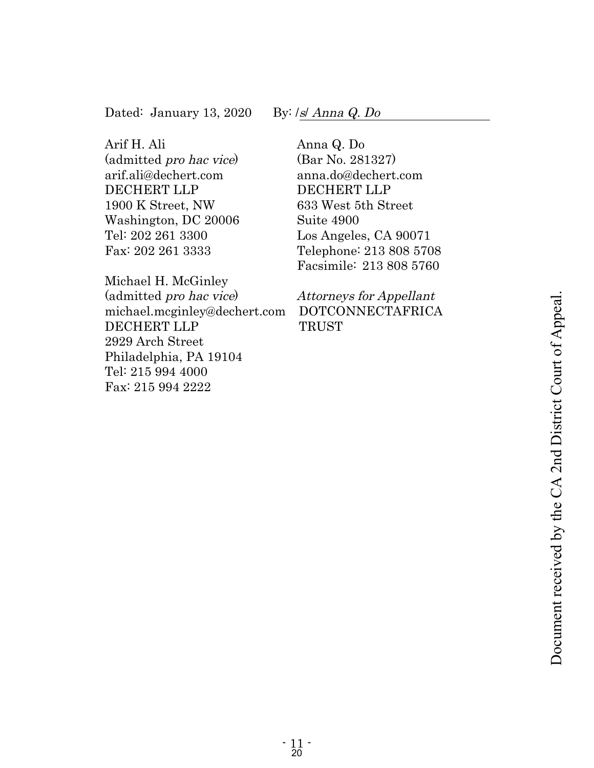Dated: January 13, 2020 By: /s/ *Anna Q. Do*

Arif H. Ali
(admitted *pro hac vice*)
arif.ali@dechert.com
DECHERT LLP
1900 K Street, NW
Washington, DC 20006
Tel: 202 261 3300
Fax: 202 261 3333

Michael H. McGinley
(admitted *pro hac vice*)
michael.mcginley@dechert.com
DECHERT LLP
2929 Arch Street
Philadelphia, PA 19104
Tel: 215 994 4000
Fax: 215 994 2222

Anna Q. Do
(Bar No. 281327)
anna.do@dechert.com
DECHERT LLP
633 West 5th Street
Suite 4900
Los Angeles, CA 90071
Telephone: 213 808 5708
Facsimile: 213 808 5760

*Attorneys for Appellant*
DOTCONNECTAFRICA TRUST

Document received by the CA 2nd District Court of Appeal.